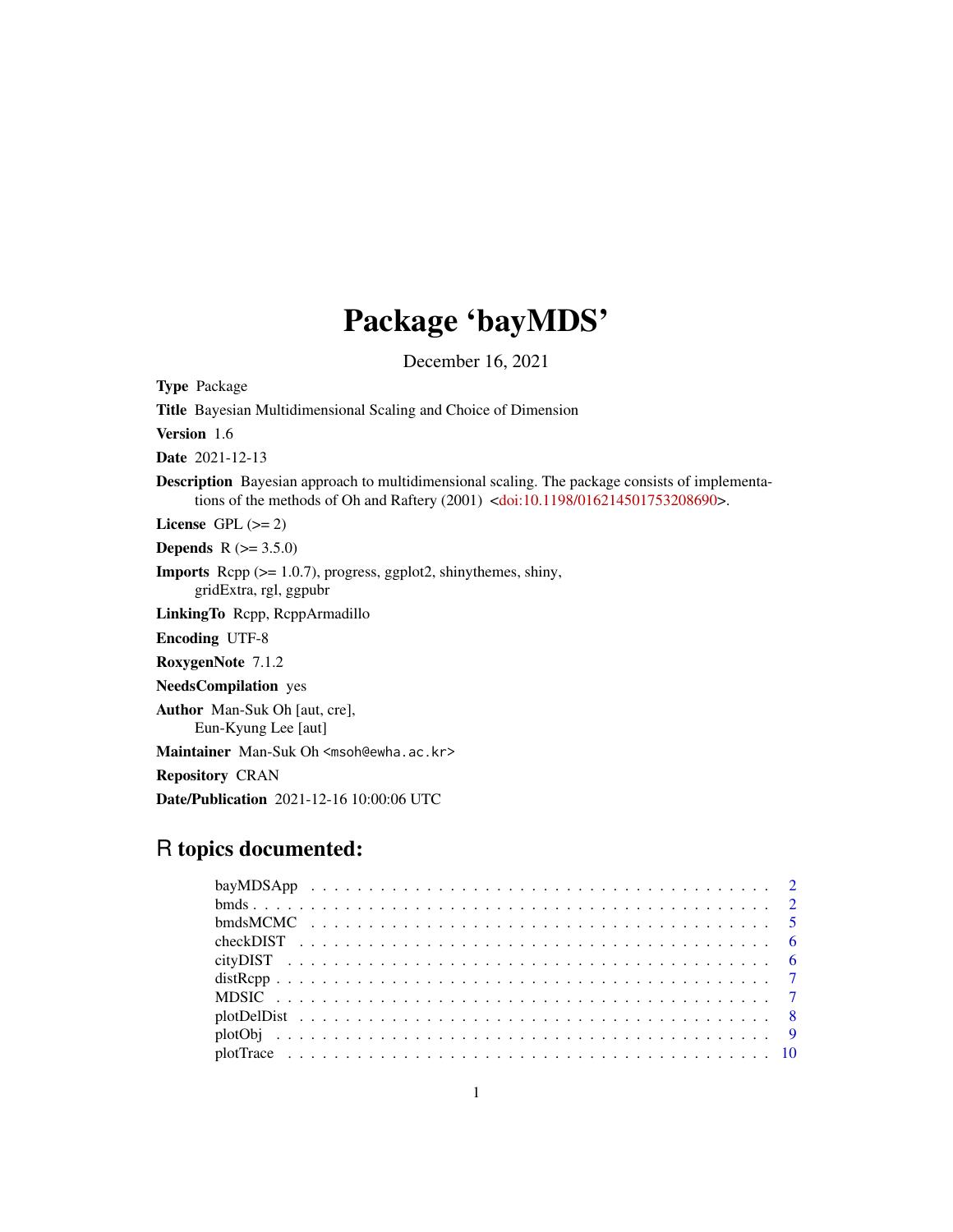# Package 'bayMDS'

December 16, 2021

**Type** Package

**Title** Bayesian Multidimensional Scaling and Choice of Dimension

**Version** 1.6

**Date** 2021-12-13

**Description** Bayesian approach to multidimensional scaling. The package consists of implementations of the methods of Oh and Raftery (2001) <doi:10.1198/016214501753208690>.

**License** GPL (>= 2)

**Depends** R (>= 3.5.0)

**Imports** Rcpp (>= 1.0.7), progress, ggplot2, shinythemes, shiny, gridExtra, rgl, ggpubr

**LinkingTo** Rcpp, RcppArmadillo

**Encoding** UTF-8

**RoxygenNote** 7.1.2

**NeedsCompilation** yes

**Author** Man-Suk Oh [aut, cre], Eun-Kyung Lee [aut]

**Maintainer** Man-Suk Oh <msoh@ewha.ac.kr>

**Repository** CRAN

**Date/Publication** 2021-12-16 10:00:06 UTC

## R topics documented:

| | |
|---|---|
| bayMDSApp | 2 |
| bmds | 2 |
| bmdsMCMC | 5 |
| checkDIST | 6 |
| cityDIST | 6 |
| distRcpp | 7 |
| MDSIC | 7 |
| plotDelDist | 8 |
| plotObj | 9 |
| plotTrace | 10 |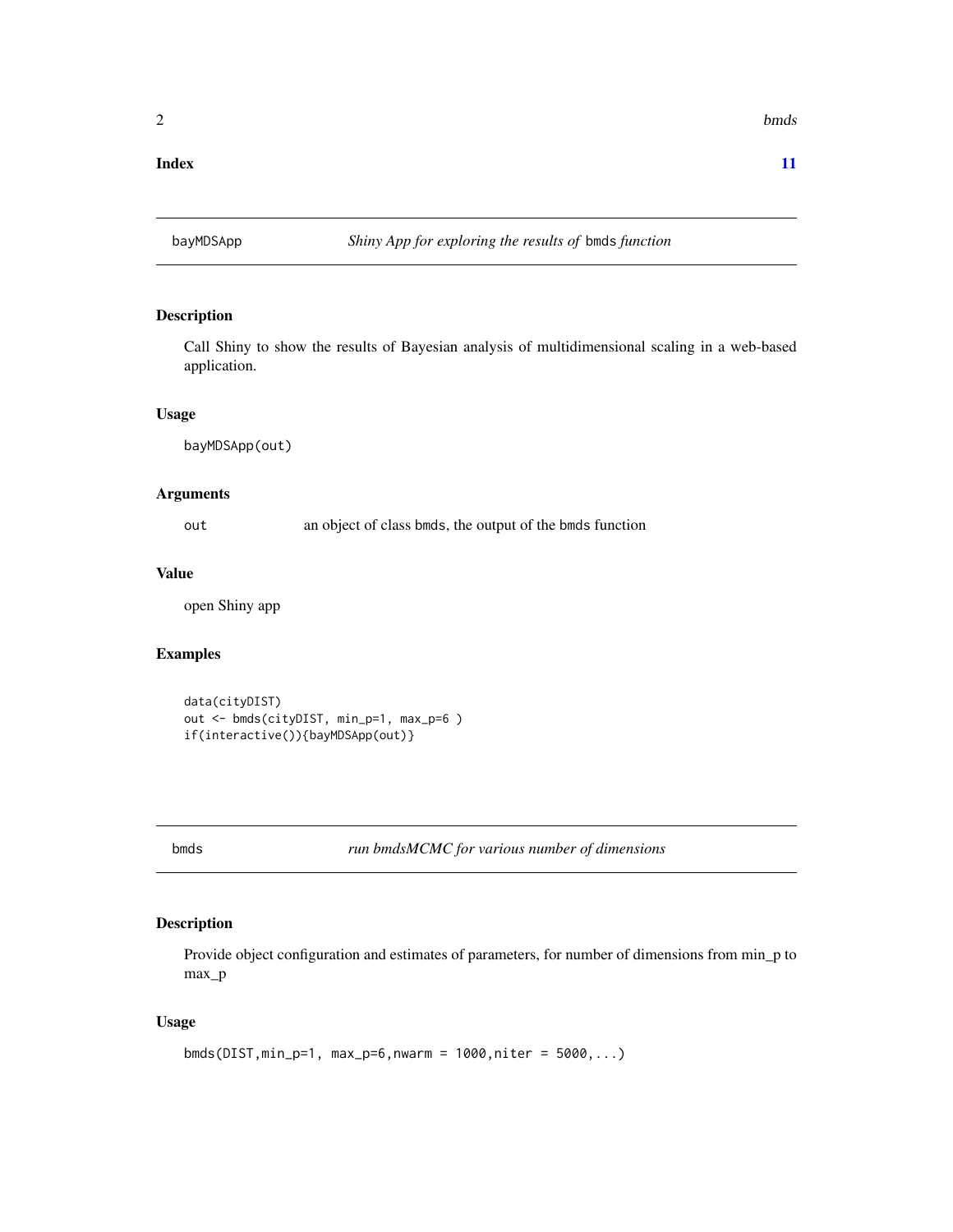**Index** **11**

## bayMDSApp — *Shiny App for exploring the results of* `bmds` *function*

### Description

Call Shiny to show the results of Bayesian analysis of multidimensional scaling in a web-based application.

### Usage

```
bayMDSApp(out)
```

### Arguments

`out` — an object of class `bmds`, the output of the `bmds` function

### Value

open Shiny app

### Examples

```
data(cityDIST)
out <- bmds(cityDIST, min_p=1, max_p=6 )
if(interactive()){bayMDSApp(out)}
```

## bmds — *run bmdsMCMC for various number of dimensions*

### Description

Provide object configuration and estimates of parameters, for number of dimensions from min_p to max_p

### Usage

```
bmds(DIST,min_p=1, max_p=6,nwarm = 1000,niter = 5000,...)
```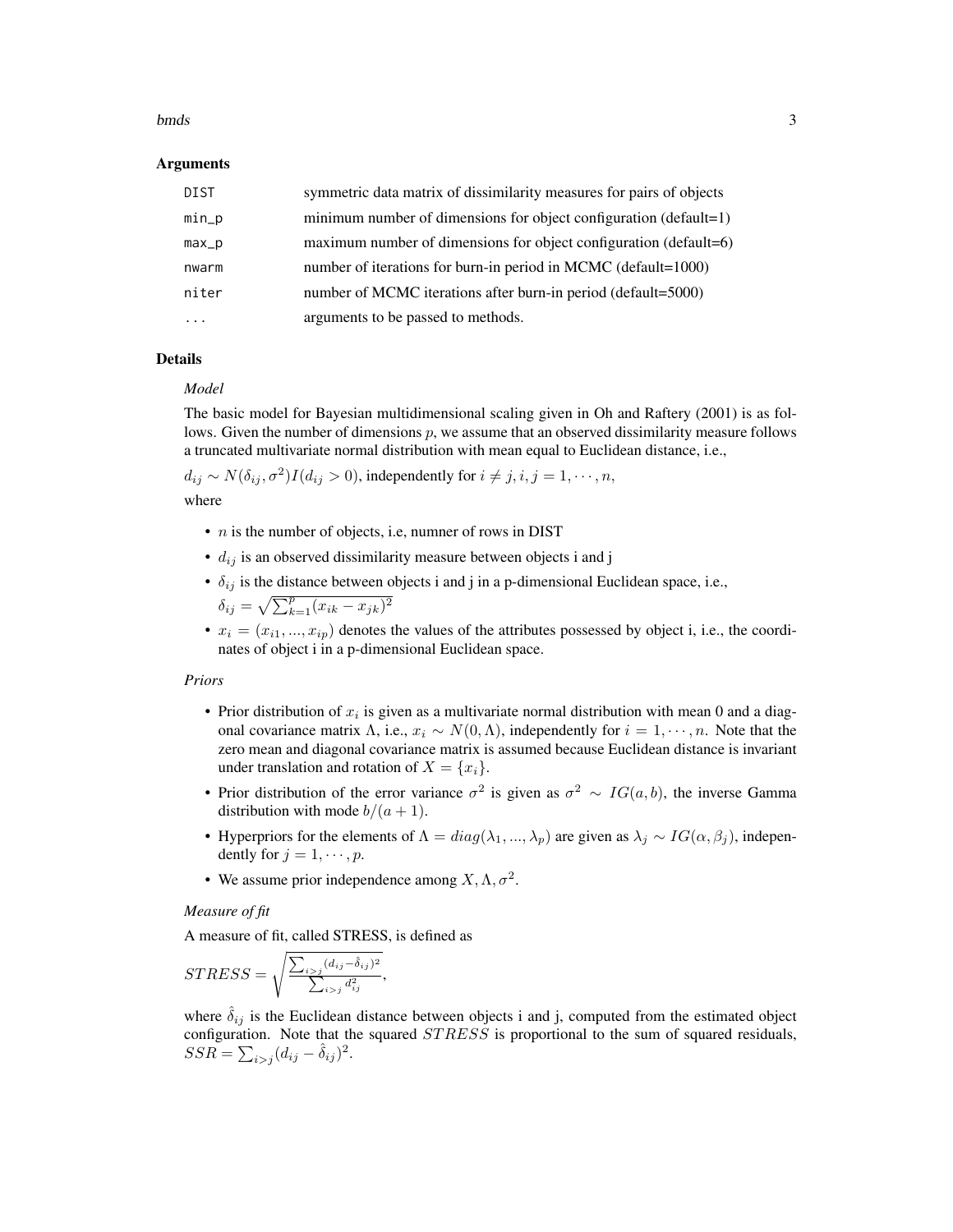### Arguments

| | |
|---|---|
| DIST | symmetric data matrix of dissimilarity measures for pairs of objects |
| min_p | minimum number of dimensions for object configuration (default=1) |
| max_p | maximum number of dimensions for object configuration (default=6) |
| nwarm | number of iterations for burn-in period in MCMC (default=1000) |
| niter | number of MCMC iterations after burn-in period (default=5000) |
| ... | arguments to be passed to methods. |

### Details

*Model*

The basic model for Bayesian multidimensional scaling given in Oh and Raftery (2001) is as follows. Given the number of dimensions $p$, we assume that an observed dissimilarity measure follows a truncated multivariate normal distribution with mean equal to Euclidean distance, i.e.,

$d_{ij} \sim N(\delta_{ij}, \sigma^2) I(d_{ij} > 0)$, independently for $i \neq j, i, j = 1, \cdots, n$,

where

- $n$ is the number of objects, i.e, numner of rows in DIST
- $d_{ij}$ is an observed dissimilarity measure between objects i and j
- $\delta_{ij}$ is the distance between objects i and j in a p-dimensional Euclidean space, i.e., $\delta_{ij} = \sqrt{\sum_{k=1}^{p}(x_{ik} - x_{jk})^2}$
- $x_i = (x_{i1}, ..., x_{ip})$ denotes the values of the attributes possessed by object i, i.e., the coordinates of object i in a p-dimensional Euclidean space.

*Priors*

- Prior distribution of $x_i$ is given as a multivariate normal distribution with mean 0 and a diagonal covariance matrix $\Lambda$, i.e., $x_i \sim N(0, \Lambda)$, independently for $i = 1, \cdots, n$. Note that the zero mean and diagonal covariance matrix is assumed because Euclidean distance is invariant under translation and rotation of $X = \{x_i\}$.
- Prior distribution of the error variance $\sigma^2$ is given as $\sigma^2 \sim IG(a, b)$, the inverse Gamma distribution with mode $b/(a + 1)$.
- Hyperpriors for the elements of $\Lambda = diag(\lambda_1, ..., \lambda_p)$ are given as $\lambda_j \sim IG(\alpha, \beta_j)$, independently for $j = 1, \cdots, p$.
- We assume prior independence among $X, \Lambda, \sigma^2$.

*Measure of fit*

A measure of fit, called STRESS, is defined as

$STRESS = \sqrt{\frac{\sum_{i>j}(d_{ij} - \hat{\delta}_{ij})^2}{\sum_{i>j} d_{ij}^2}}$,

where $\hat{\delta}_{ij}$ is the Euclidean distance between objects i and j, computed from the estimated object configuration. Note that the squared $STRESS$ is proportional to the sum of squared residuals, $SSR = \sum_{i>j}(d_{ij} - \hat{\delta}_{ij})^2$.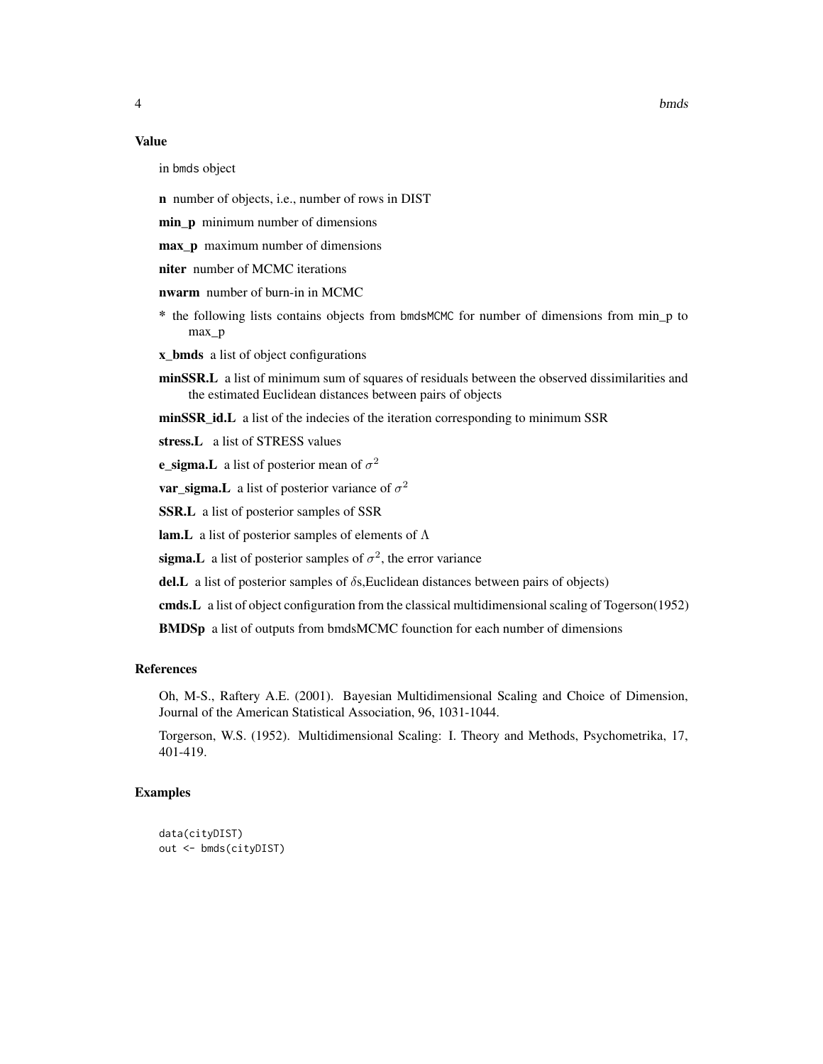## Value

in bmds object

**n** number of objects, i.e., number of rows in DIST

**min_p** minimum number of dimensions

**max_p** maximum number of dimensions

**niter** number of MCMC iterations

**nwarm** number of burn-in in MCMC

**\*** the following lists contains objects from bmdsMCMC for number of dimensions from min_p to max_p

**x_bmds** a list of object configurations

**minSSR.L** a list of minimum sum of squares of residuals between the observed dissimilarities and the estimated Euclidean distances between pairs of objects

**minSSR_id.L** a list of the indecies of the iteration corresponding to minimum SSR

**stress.L** a list of STRESS values

**e_sigma.L** a list of posterior mean of $\sigma^2$

**var_sigma.L** a list of posterior variance of $\sigma^2$

**SSR.L** a list of posterior samples of SSR

**lam.L** a list of posterior samples of elements of $\Lambda$

**sigma.L** a list of posterior samples of $\sigma^2$, the error variance

**del.L** a list of posterior samples of $\delta$s,Euclidean distances between pairs of objects)

**cmds.L** a list of object configuration from the classical multidimensional scaling of Togerson(1952)

**BMDSp** a list of outputs from bmdsMCMC founction for each number of dimensions

## References

Oh, M-S., Raftery A.E. (2001). Bayesian Multidimensional Scaling and Choice of Dimension, Journal of the American Statistical Association, 96, 1031-1044.

Torgerson, W.S. (1952). Multidimensional Scaling: I. Theory and Methods, Psychometrika, 17, 401-419.

## Examples

```
data(cityDIST)
out <- bmds(cityDIST)
```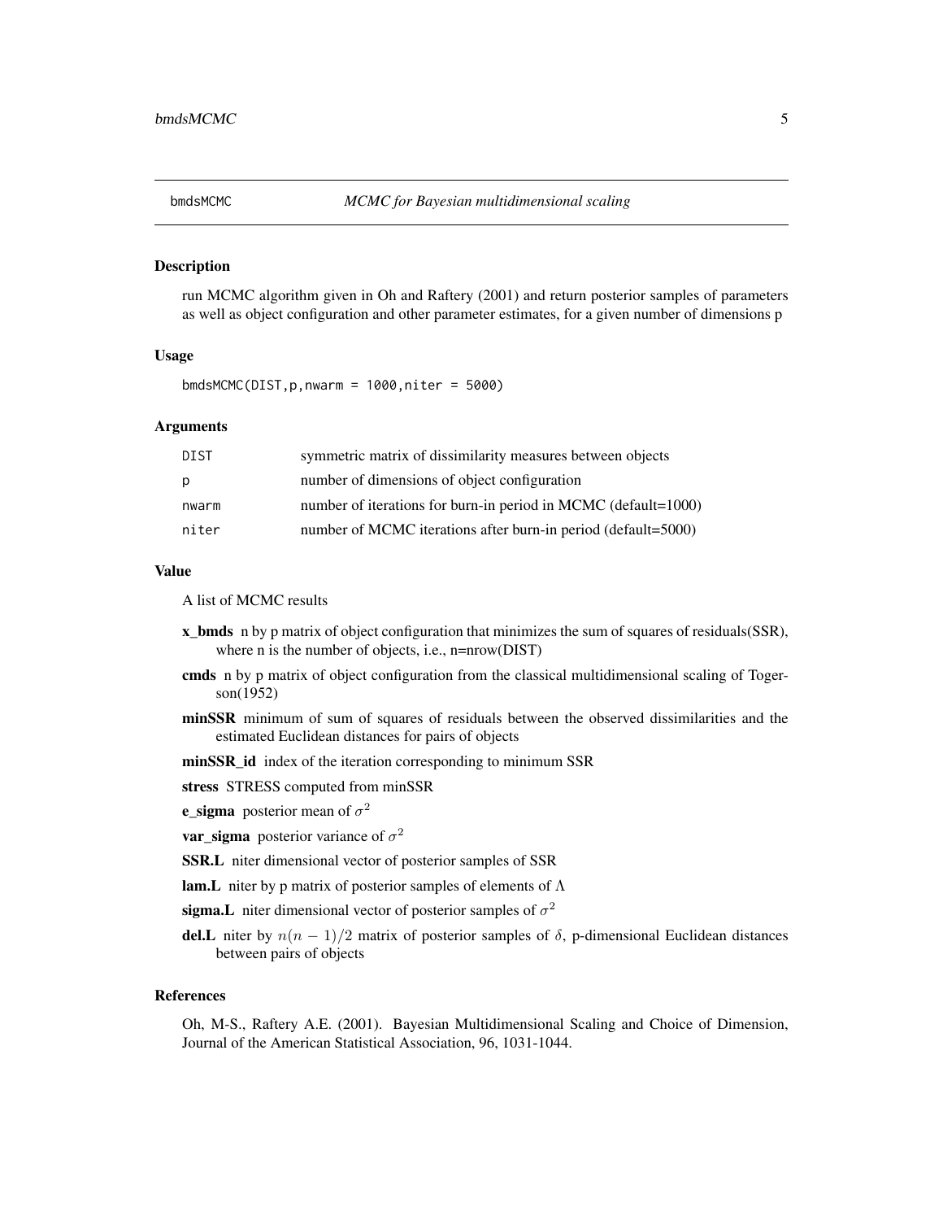## bmdsMCMC — *MCMC for Bayesian multidimensional scaling*

### Description

run MCMC algorithm given in Oh and Raftery (2001) and return posterior samples of parameters as well as object configuration and other parameter estimates, for a given number of dimensions p

### Usage

```
bmdsMCMC(DIST,p,nwarm = 1000,niter = 5000)
```

### Arguments

| | |
|---|---|
| DIST | symmetric matrix of dissimilarity measures between objects |
| p | number of dimensions of object configuration |
| nwarm | number of iterations for burn-in period in MCMC (default=1000) |
| niter | number of MCMC iterations after burn-in period (default=5000) |

### Value

A list of MCMC results

- **x_bmds** n by p matrix of object configuration that minimizes the sum of squares of residuals(SSR), where n is the number of objects, i.e., n=nrow(DIST)
- **cmds** n by p matrix of object configuration from the classical multidimensional scaling of Togerson(1952)
- **minSSR** minimum of sum of squares of residuals between the observed dissimilarities and the estimated Euclidean distances for pairs of objects
- **minSSR_id** index of the iteration corresponding to minimum SSR
- **stress** STRESS computed from minSSR
- **e_sigma** posterior mean of $\sigma^2$
- **var_sigma** posterior variance of $\sigma^2$
- **SSR.L** niter dimensional vector of posterior samples of SSR
- **lam.L** niter by p matrix of posterior samples of elements of $\Lambda$
- **sigma.L** niter dimensional vector of posterior samples of $\sigma^2$
- **del.L** niter by $n(n-1)/2$ matrix of posterior samples of $\delta$, p-dimensional Euclidean distances between pairs of objects

### References

Oh, M-S., Raftery A.E. (2001). Bayesian Multidimensional Scaling and Choice of Dimension, Journal of the American Statistical Association, 96, 1031-1044.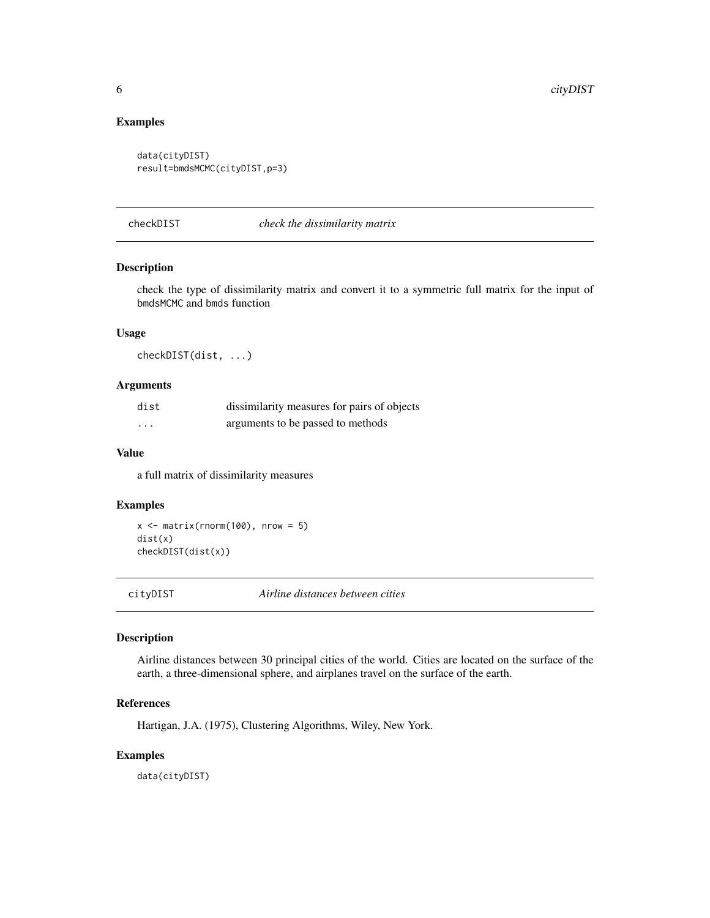## Examples

```
data(cityDIST)
result=bmdsMCMC(cityDIST,p=3)
```

---

## checkDIST *check the dissimilarity matrix*

### Description

check the type of dissimilarity matrix and convert it to a symmetric full matrix for the input of bmdsMCMC and bmds function

### Usage

```
checkDIST(dist, ...)
```

### Arguments

| | |
|---|---|
| dist | dissimilarity measures for pairs of objects |
| ... | arguments to be passed to methods |

### Value

a full matrix of dissimilarity measures

### Examples

```
x <- matrix(rnorm(100), nrow = 5)
dist(x)
checkDIST(dist(x))
```

---

## cityDIST *Airline distances between cities*

### Description

Airline distances between 30 principal cities of the world. Cities are located on the surface of the earth, a three-dimensional sphere, and airplanes travel on the surface of the earth.

### References

Hartigan, J.A. (1975), Clustering Algorithms, Wiley, New York.

### Examples

```
data(cityDIST)
```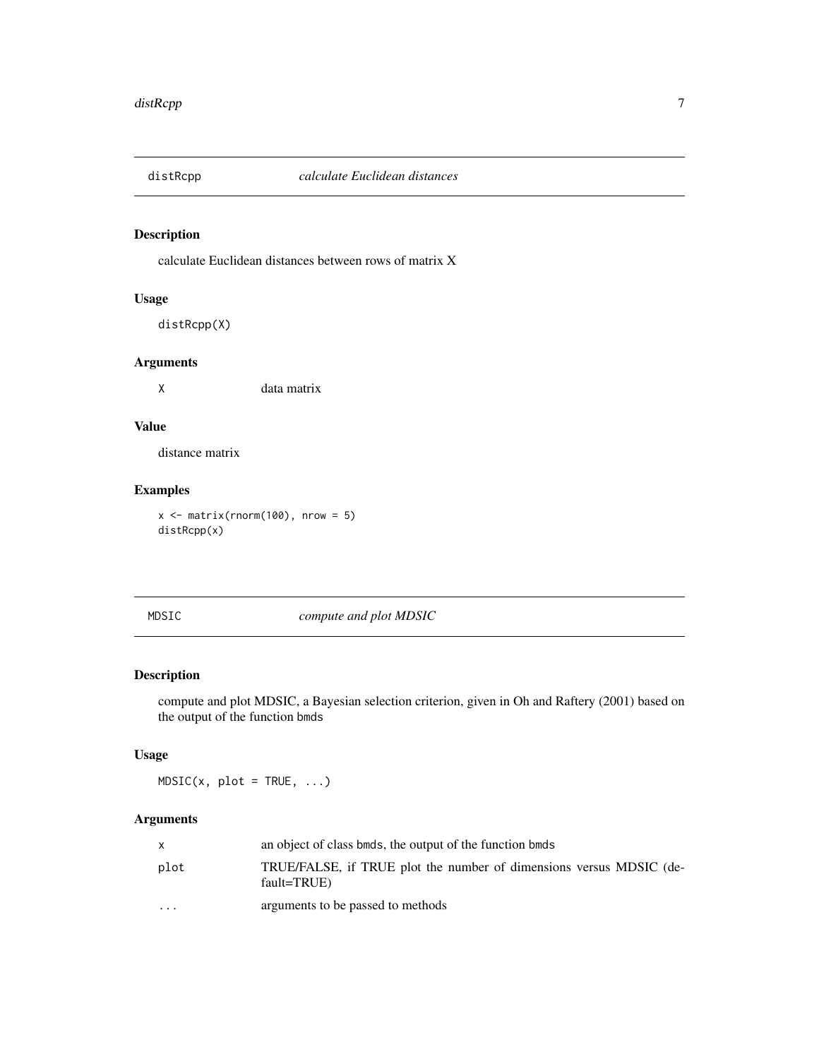## distRcpp — *calculate Euclidean distances*

### Description

calculate Euclidean distances between rows of matrix X

### Usage

```
distRcpp(X)
```

### Arguments

| | |
|---|---|
| X | data matrix |

### Value

distance matrix

### Examples

```
x <- matrix(rnorm(100), nrow = 5)
distRcpp(x)
```

## MDSIC — *compute and plot MDSIC*

### Description

compute and plot MDSIC, a Bayesian selection criterion, given in Oh and Raftery (2001) based on the output of the function bmds

### Usage

```
MDSIC(x, plot = TRUE, ...)
```

### Arguments

| | |
|---|---|
| x | an object of class bmds, the output of the function bmds |
| plot | TRUE/FALSE, if TRUE plot the number of dimensions versus MDSIC (default=TRUE) |
| ... | arguments to be passed to methods |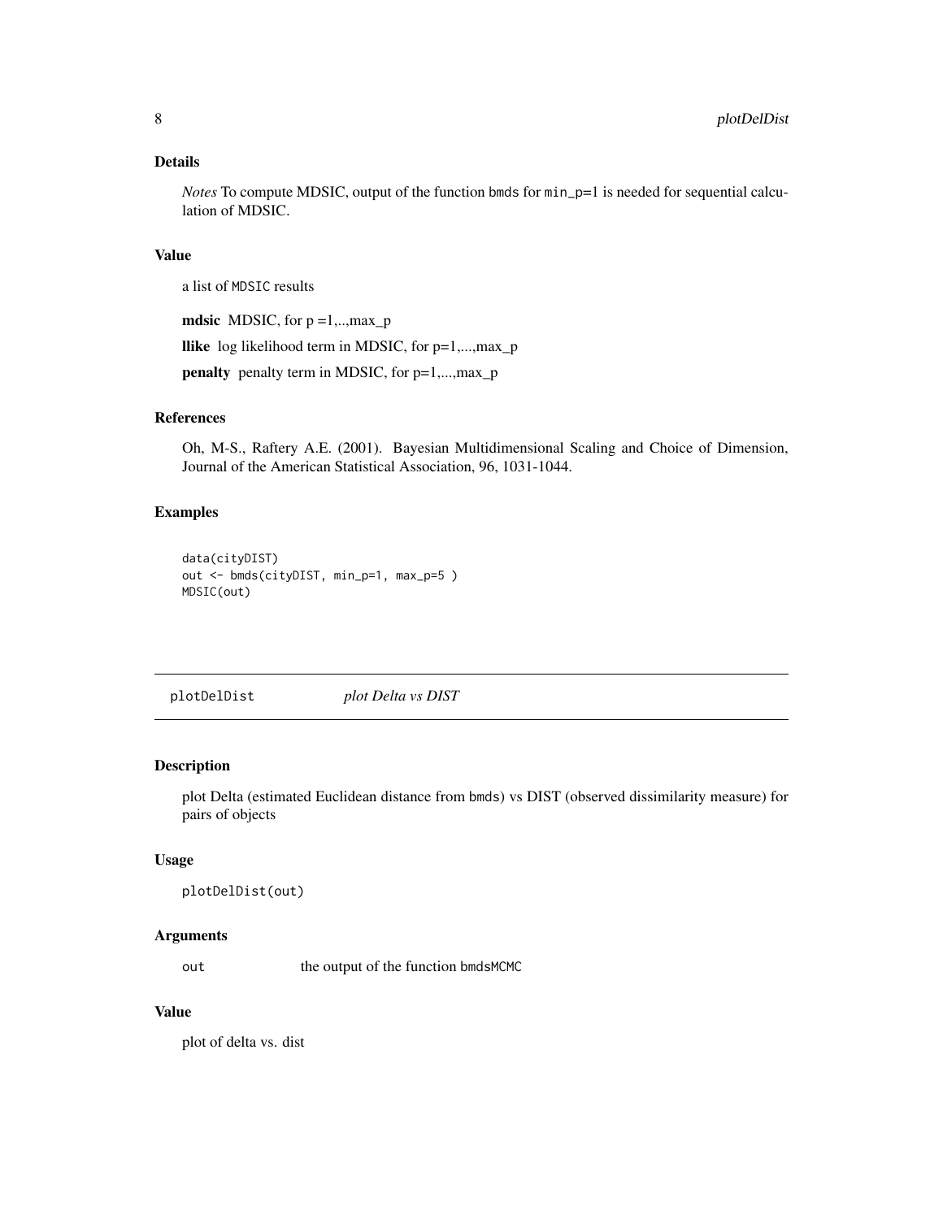## Details

*Notes* To compute MDSIC, output of the function bmds for min_p=1 is needed for sequential calculation of MDSIC.

## Value

a list of MDSIC results

**mdsic** MDSIC, for p =1,..,max_p

**llike** log likelihood term in MDSIC, for p=1,...,max_p

**penalty** penalty term in MDSIC, for p=1,...,max_p

## References

Oh, M-S., Raftery A.E. (2001). Bayesian Multidimensional Scaling and Choice of Dimension, Journal of the American Statistical Association, 96, 1031-1044.

## Examples

```
data(cityDIST)
out <- bmds(cityDIST, min_p=1, max_p=5 )
MDSIC(out)
```

---

# plotDelDist &nbsp;&nbsp;&nbsp; *plot Delta vs DIST*

---

## Description

plot Delta (estimated Euclidean distance from bmds) vs DIST (observed dissimilarity measure) for pairs of objects

## Usage

```
plotDelDist(out)
```

## Arguments

| | |
|---|---|
| out | the output of the function bmdsMCMC |

## Value

plot of delta vs. dist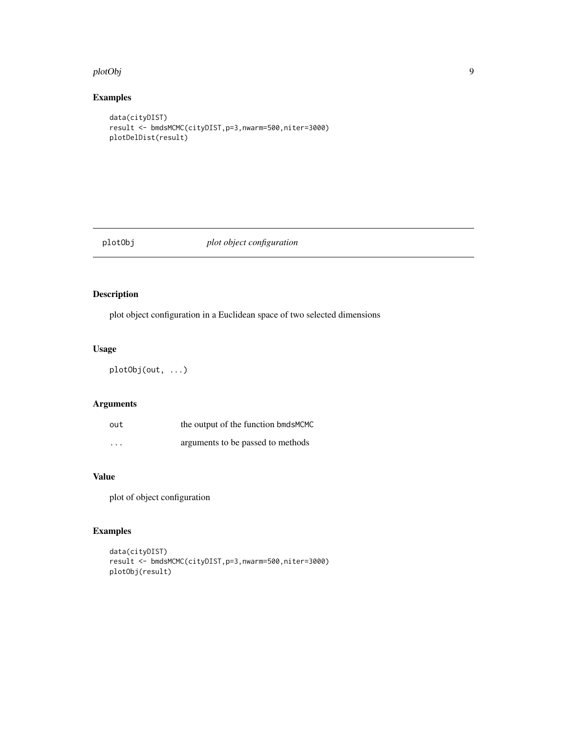## Examples

```
data(cityDIST)
result <- bmdsMCMC(cityDIST,p=3,nwarm=500,niter=3000)
plotDelDist(result)
```

---

## plotObj *plot object configuration*

---

### Description

plot object configuration in a Euclidean space of two selected dimensions

### Usage

```
plotObj(out, ...)
```

### Arguments

| | |
|---|---|
| out | the output of the function bmdsMCMC |
| ... | arguments to be passed to methods |

### Value

plot of object configuration

### Examples

```
data(cityDIST)
result <- bmdsMCMC(cityDIST,p=3,nwarm=500,niter=3000)
plotObj(result)
```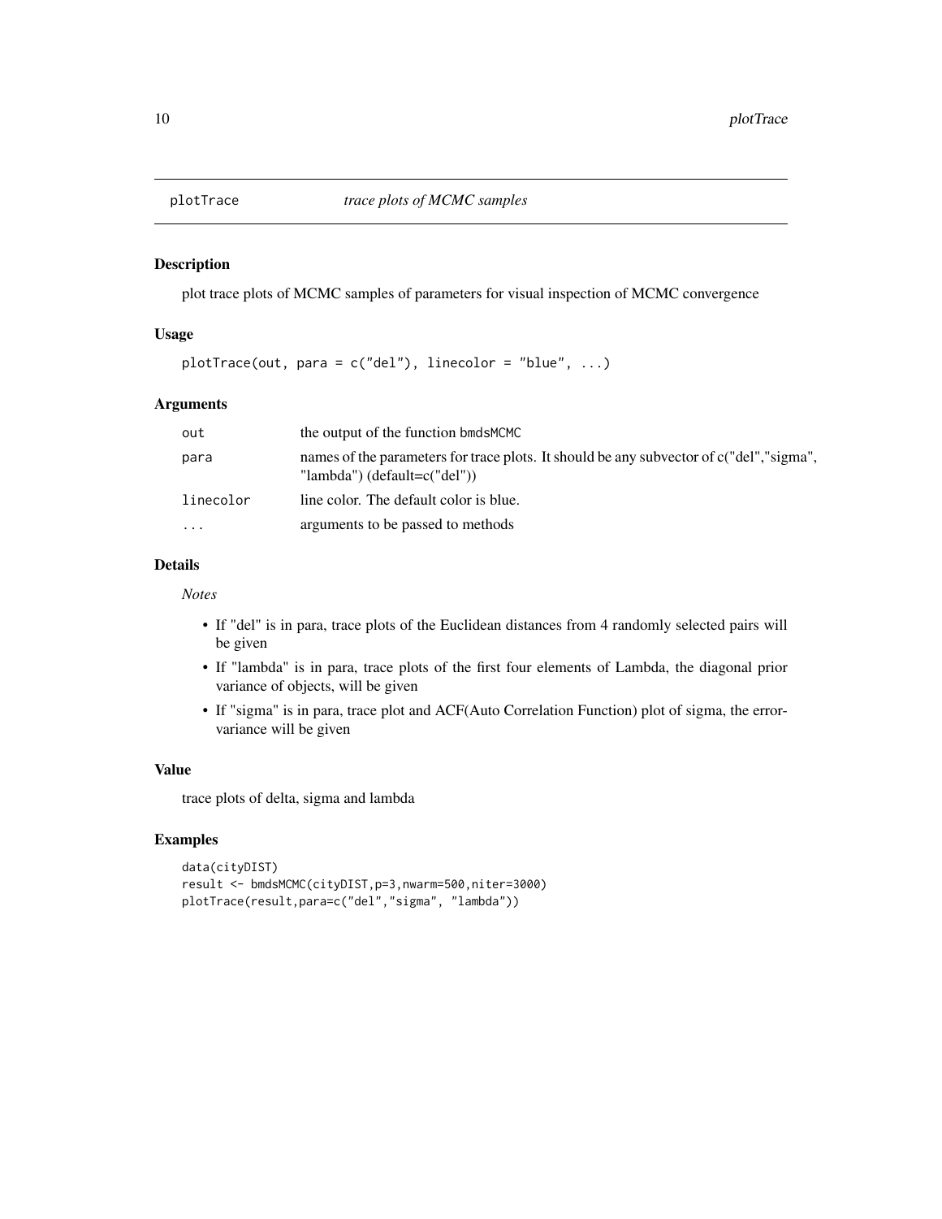## plotTrace — *trace plots of MCMC samples*

### Description

plot trace plots of MCMC samples of parameters for visual inspection of MCMC convergence

### Usage

```
plotTrace(out, para = c("del"), linecolor = "blue", ...)
```

### Arguments

| | |
|---|---|
| `out` | the output of the function `bmdsMCMC` |
| `para` | names of the parameters for trace plots. It should be any subvector of c("del","sigma", "lambda") (default=c("del")) |
| `linecolor` | line color. The default color is blue. |
| `...` | arguments to be passed to methods |

### Details

*Notes*

- If "del" is in para, trace plots of the Euclidean distances from 4 randomly selected pairs will be given
- If "lambda" is in para, trace plots of the first four elements of Lambda, the diagonal prior variance of objects, will be given
- If "sigma" is in para, trace plot and ACF(Auto Correlation Function) plot of sigma, the error-variance will be given

### Value

trace plots of delta, sigma and lambda

### Examples

```
data(cityDIST)
result <- bmdsMCMC(cityDIST,p=3,nwarm=500,niter=3000)
plotTrace(result,para=c("del","sigma", "lambda"))
```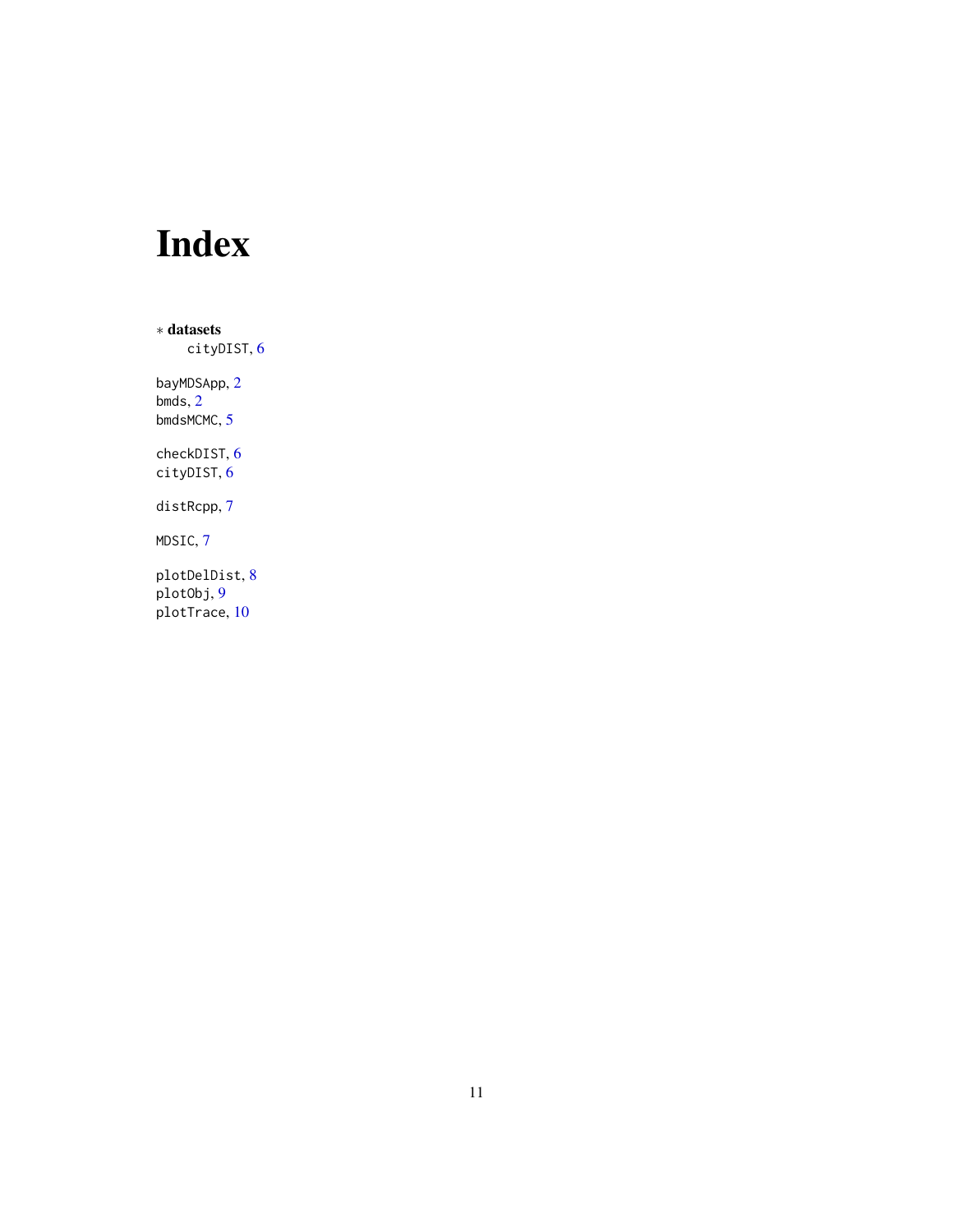# Index

∗ **datasets**
    cityDIST, 6

bayMDSApp, 2
bmds, 2
bmdsMCMC, 5

checkDIST, 6
cityDIST, 6

distRcpp, 7

MDSIC, 7

plotDelDist, 8
plotObj, 9
plotTrace, 10